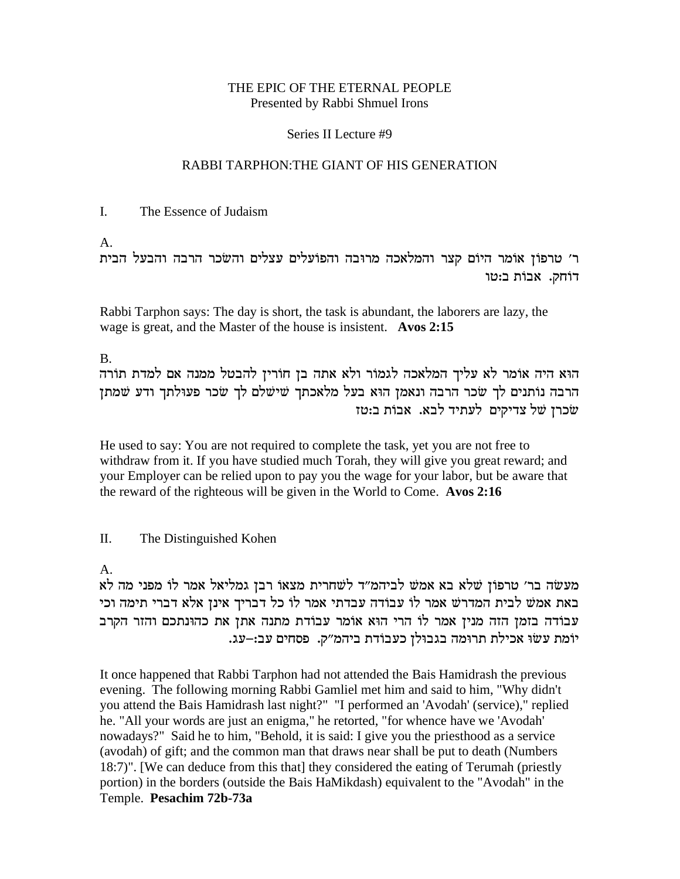THE EPIC OF THE ETERNAL PEOPLE
Presented by Rabbi Shmuel Irons

Series II Lecture #9

RABBI TARPHON:THE GIANT OF HIS GENERATION

I. The Essence of Judaism

A.

ר׳ טרפון אומר היום קצר והמלאכה מרובה והפועלים עצלים והשכר הרבה והבעל הבית דוחק. אבות ב:טו

Rabbi Tarphon says: The day is short, the task is abundant, the laborers are lazy, the wage is great, and the Master of the house is insistent. **Avos 2:15**

B.

הוא היה אומר לא עליך המלאכה לגמור ולא אתה בן חורין להבטל ממנה אם למדת תורה הרבה נותנים לך שכר הרבה ונאמן הוא בעל מלאכתך שישלם לך שכר פעולתך ודע שמתן שכרן של צדיקים לעתיד לבא. אבות ב:טז

He used to say: You are not required to complete the task, yet you are not free to withdraw from it. If you have studied much Torah, they will give you great reward; and your Employer can be relied upon to pay you the wage for your labor, but be aware that the reward of the righteous will be given in the World to Come. **Avos 2:16**

II. The Distinguished Kohen

A.

מעשה בר׳ טרפון שלא בא אמש לביהמ״ד לשחרית מצאו רבן גמליאל אמר לו מפני מה לא באת אמש לבית המדרש אמר לו עבודה עבדתי אמר לו כל דבריך אינן אלא דברי תימה וכי עבודה בזמן הזה מנין אמר לו הרי הוא אומר עבודת מתנה אתן את כהונתכם והזר הקרב יומת עשו אכילת תרומה בגבולין כעבודת ביהמ״ק. פסחים עב:–עג.

It once happened that Rabbi Tarphon had not attended the Bais Hamidrash the previous evening. The following morning Rabbi Gamliel met him and said to him, "Why didn't you attend the Bais Hamidrash last night?" "I performed an 'Avodah' (service)," replied he. "All your words are just an enigma," he retorted, "for whence have we 'Avodah' nowadays?" Said he to him, "Behold, it is said: I give you the priesthood as a service (avodah) of gift; and the common man that draws near shall be put to death (Numbers 18:7)". [We can deduce from this that] they considered the eating of Terumah (priestly portion) in the borders (outside the Bais HaMikdash) equivalent to the "Avodah" in the Temple. **Pesachim 72b-73a**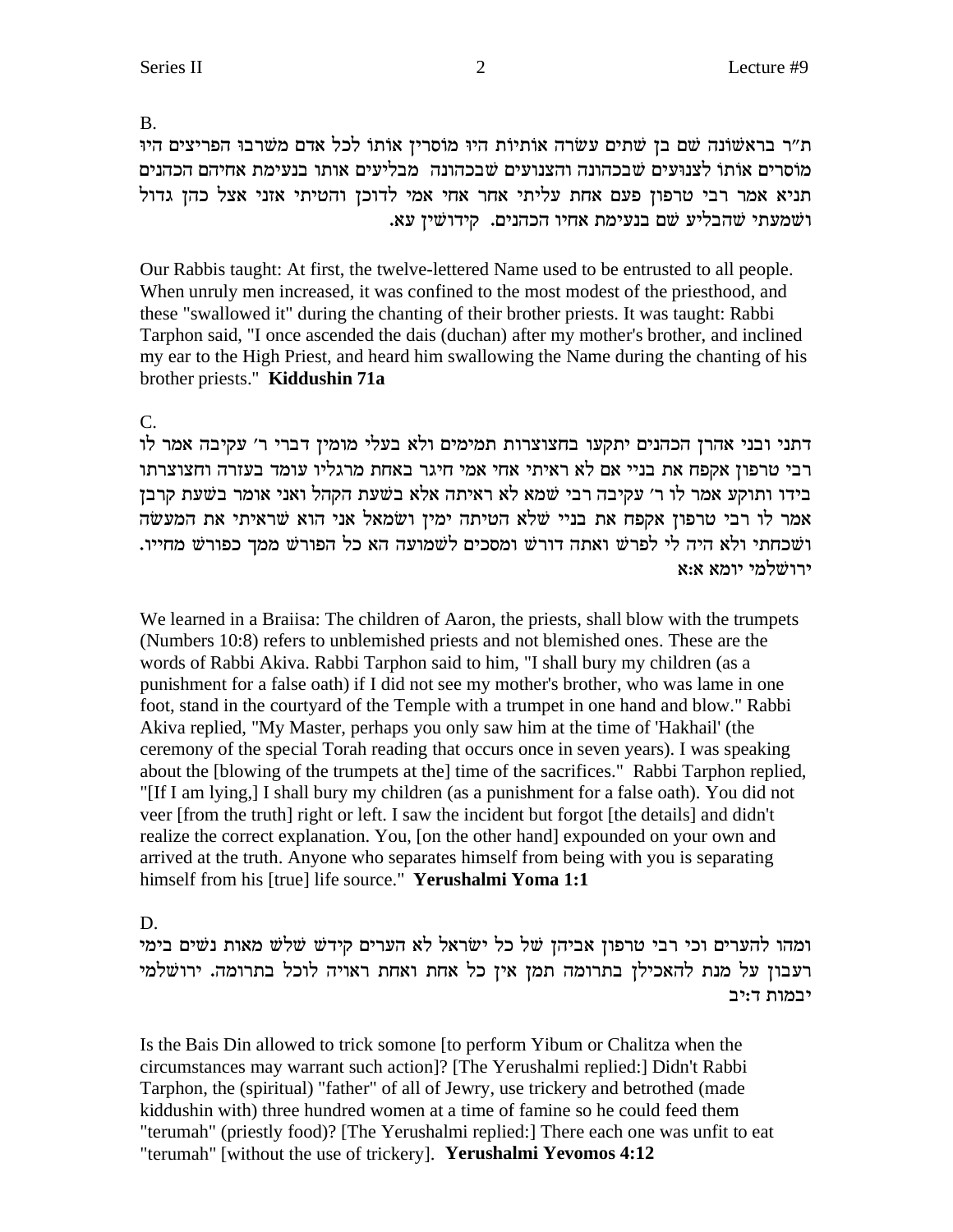B.

ת"ר בראשונה שם בן שתים עשרה אותיות היו מוסרין אותו לכל אדם משרבו הפריצים היו מוסרים אותו לצנועים שבכהונה והצנועים שבכהונה מבליעים אותו בנעימת אחיהם הכהנים תניא אמר רבי טרפון פעם אחת עליתי אחר אחי אמי לדוכן והטיתי אזני אצל כהן גדול ושמעתי שהבליע שם בנעימת אחיו הכהנים. קידושין עא.

Our Rabbis taught: At first, the twelve-lettered Name used to be entrusted to all people. When unruly men increased, it was confined to the most modest of the priesthood, and these "swallowed it" during the chanting of their brother priests. It was taught: Rabbi Tarphon said, "I once ascended the dais (duchan) after my mother's brother, and inclined my ear to the High Priest, and heard him swallowing the Name during the chanting of his brother priests." **Kiddushin 71a**

C.

דתני ובני אהרן הכהנים יתקעו בחצוצרות תמימים ולא בעלי מומין דברי ר' עקיבה אמר לו רבי טרפון אקפח את בניי אם לא ראיתי אחי אמי חיגר באחת מרגליו עומד בעזרה וחצוצרתו בידו ותוקע אמר לו ר' עקיבה רבי שמא לא ראיתה אלא בשעת הקהל ואני אומר בשעת קרבן אמר לו רבי טרפון אקפח את בניי שלא הטיתה ימין ושמאל אני הוא שראיתי את המעשה ושכחתי ולא היה לי לפרש ואתה דורש ומסכים לשמועה הא כל הפורש ממך כפורש מחייו. ירושלמי יומא א:א

We learned in a Braiisa: The children of Aaron, the priests, shall blow with the trumpets (Numbers 10:8) refers to unblemished priests and not blemished ones. These are the words of Rabbi Akiva. Rabbi Tarphon said to him, "I shall bury my children (as a punishment for a false oath) if I did not see my mother's brother, who was lame in one foot, stand in the courtyard of the Temple with a trumpet in one hand and blow." Rabbi Akiva replied, "My Master, perhaps you only saw him at the time of 'Hakhail' (the ceremony of the special Torah reading that occurs once in seven years). I was speaking about the [blowing of the trumpets at the] time of the sacrifices." Rabbi Tarphon replied, "[If I am lying,] I shall bury my children (as a punishment for a false oath). You did not veer [from the truth] right or left. I saw the incident but forgot [the details] and didn't realize the correct explanation. You, [on the other hand] expounded on your own and arrived at the truth. Anyone who separates himself from being with you is separating himself from his [true] life source." **Yerushalmi Yoma 1:1**

D.

ומהו להערים וכי רבי טרפון אביהן של כל ישראל לא הערים קידש שלש מאות נשים בימי רעבון על מנת להאכילן בתרומה תמן אין כל אחת ואחת ראויה לוכל בתרומה. ירושלמי יבמות ד:יב

Is the Bais Din allowed to trick somone [to perform Yibum or Chalitza when the circumstances may warrant such action]? [The Yerushalmi replied:] Didn't Rabbi Tarphon, the (spiritual) "father" of all of Jewry, use trickery and betrothed (made kiddushin with) three hundred women at a time of famine so he could feed them "terumah" (priestly food)? [The Yerushalmi replied:] There each one was unfit to eat "terumah" [without the use of trickery]. **Yerushalmi Yevomos 4:12**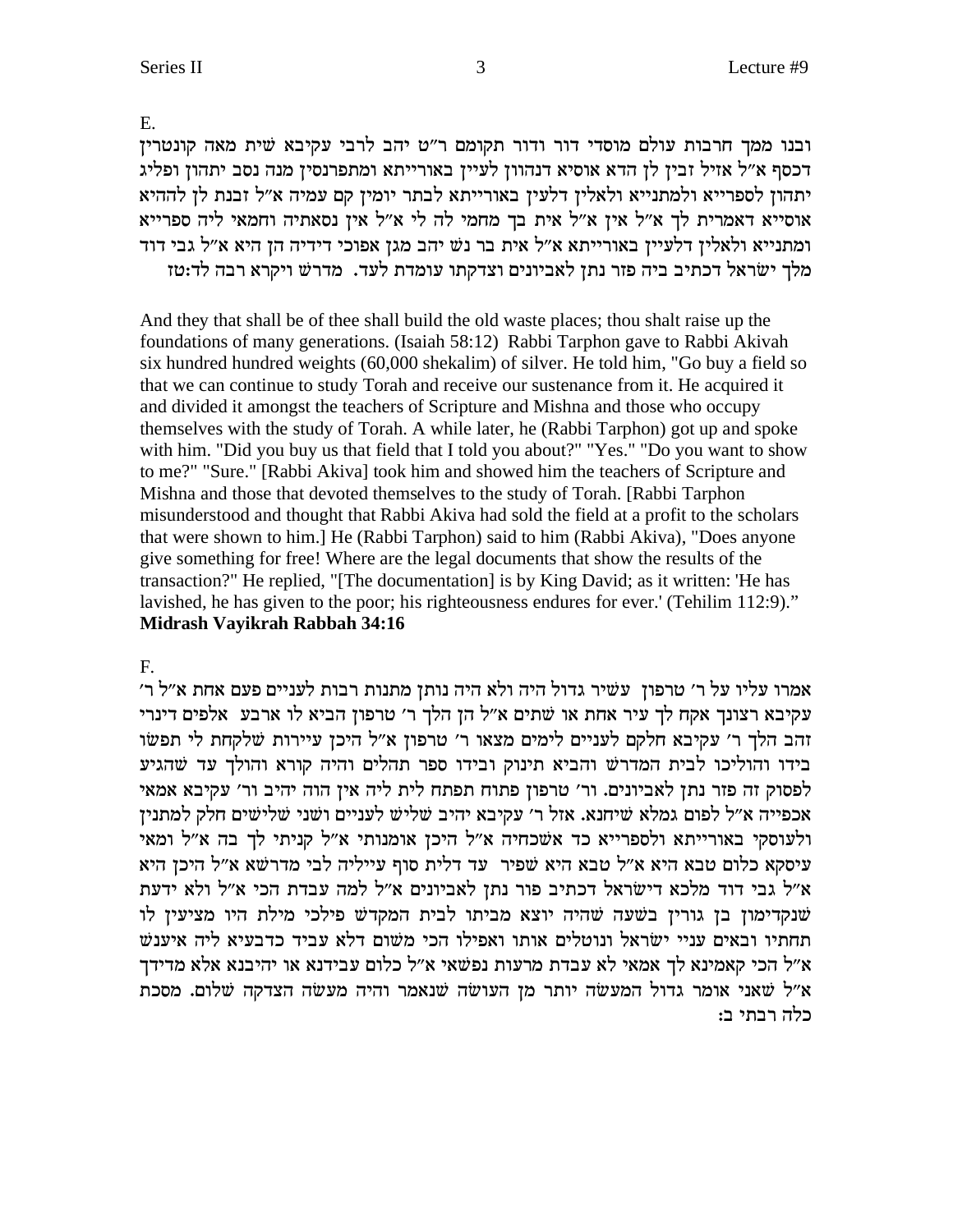E.

ובנו ממך חרבות עולם מוסדי דור ודור תקומם ר"ט יהב לרבי עקיבא שית מאה קונטרין דכסף א"ל אזיל זבין לן הדא אוסיא דנהוון לעיין באורייתא ומתפרנסין מנה נסב יתהון ופליג יתהון לספרייא ולמתנייא ולאלין דלעין באורייתא לבתר יומין קם עמיה א"ל זבנת לן ההיא אוסייא דאמרית לך א"ל אין א"ל אית בך מחמי לה לי א"ל אין נסאתיה וחמאי ליה ספרייא ומתנייא ולאלין דלעיין באורייתא א"ל אית בר נש יהב מגן אפוכי דידיה הן היא א"ל גבי דוד מלך ישראל דכתיב ביה פזר נתן לאביונים וצדקתו עומדת לעד. מדרש ויקרא רבה לד:טז

And they that shall be of thee shall build the old waste places; thou shalt raise up the foundations of many generations. (Isaiah 58:12) Rabbi Tarphon gave to Rabbi Akivah six hundred hundred weights (60,000 shekalim) of silver. He told him, "Go buy a field so that we can continue to study Torah and receive our sustenance from it. He acquired it and divided it amongst the teachers of Scripture and Mishna and those who occupy themselves with the study of Torah. A while later, he (Rabbi Tarphon) got up and spoke with him. "Did you buy us that field that I told you about?" "Yes." "Do you want to show to me?" "Sure." [Rabbi Akiva] took him and showed him the teachers of Scripture and Mishna and those that devoted themselves to the study of Torah. [Rabbi Tarphon misunderstood and thought that Rabbi Akiva had sold the field at a profit to the scholars that were shown to him.] He (Rabbi Tarphon) said to him (Rabbi Akiva), "Does anyone give something for free! Where are the legal documents that show the results of the transaction?" He replied, "[The documentation] is by King David; as it written: 'He has lavished, he has given to the poor; his righteousness endures for ever.' (Tehilim 112:9)." **Midrash Vayikrah Rabbah 34:16**

F.

אמרו עליו על ר' טרפון עשיר גדול היה ולא היה נותן מתנות רבות לעניים פעם אחת א"ל ר' עקיבא רצונך אקח לך עיר אחת או שתים א"ל הן הלך ר' טרפון הביא לו ארבע אלפים דינרי זהב הלך ר' עקיבא חלקם לעניים לימים מצאו ר' טרפון א"ל היכן עיירות שלקחת לי תפשו בידו והוליכו לבית המדרש והביא תינוק ובידו ספר תהלים והיה קורא והולך עד שהגיע לפסוק זה פזר נתן לאביונים. ור' טרפון פתוח תפתח לית ליה אין הוה יהיב ור' עקיבא אמאי אכפייה א"ל לפום גמלא שיחנא. אזל ר' עקיבא יהיב שליש לעניים ושני שלישים חלק למתנין ולעוסקי באורייתא ולספרייא כד אשכחיה א"ל היכן אומנותי א"ל קניתי לך בה א"ל ומאי עיסקא כלום טבא היא א"ל טבא היא שפיר עד דלית סוף עייליה לבי מדרשא א"ל היכן היא א"ל גבי דוד מלכא דישראל דכתיב פזר נתן לאביונים א"ל למה עבדת הכי א"ל ולא ידעת שנקדימון בן גורין בשעה שהיה יוצא מביתו לבית המקדש פילכי מילת היו מציעין לו תחתיו ובאים עניי ישראל ונוטלים אותו ואפילו הכי משום דלא עביד כדבעיא ליה איענש א"ל הכי קאמינא לך אמאי לא עבדת מרעות נפשאי א"ל כלום עבידנא או יהיבנא אלא מדידך א"ל שאני אומר גדול המעשה יותר מן העושה שנאמר והיה מעשה הצדקה שלום. מסכת כלה רבתי ב: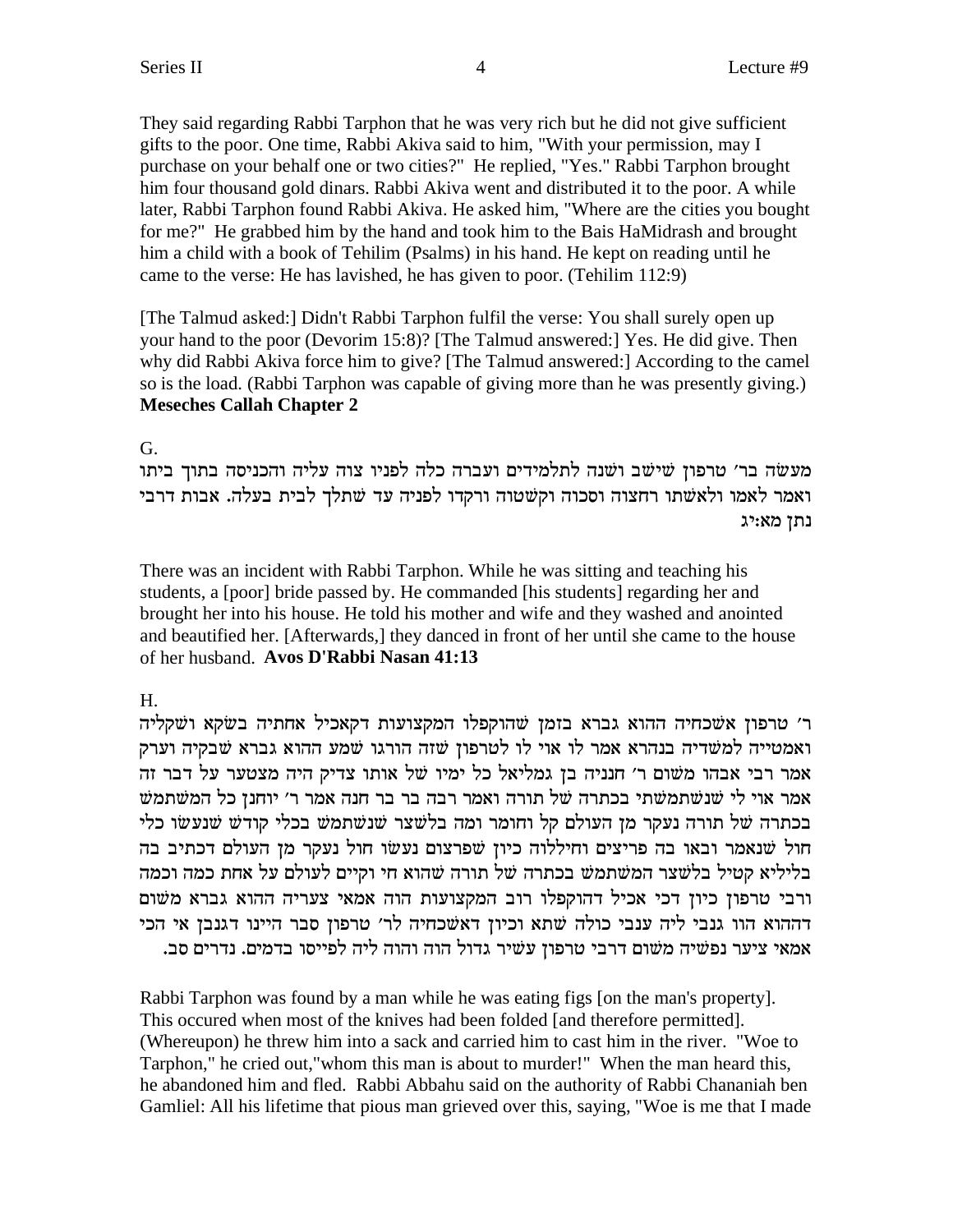They said regarding Rabbi Tarphon that he was very rich but he did not give sufficient gifts to the poor. One time, Rabbi Akiva said to him, "With your permission, may I purchase on your behalf one or two cities?" He replied, "Yes." Rabbi Tarphon brought him four thousand gold dinars. Rabbi Akiva went and distributed it to the poor. A while later, Rabbi Tarphon found Rabbi Akiva. He asked him, "Where are the cities you bought for me?" He grabbed him by the hand and took him to the Bais HaMidrash and brought him a child with a book of Tehilim (Psalms) in his hand. He kept on reading until he came to the verse: He has lavished, he has given to poor. (Tehilim 112:9)

[The Talmud asked:] Didn't Rabbi Tarphon fulfil the verse: You shall surely open up your hand to the poor (Devorim 15:8)? [The Talmud answered:] Yes. He did give. Then why did Rabbi Akiva force him to give? [The Talmud answered:] According to the camel so is the load. (Rabbi Tarphon was capable of giving more than he was presently giving.)
**Meseches Callah Chapter 2**

G.

מעשה בר׳ טרפון שישב ושנה לתלמידים ועברה כלה לפניו צוה עליה והכניסה בתוך ביתו ואמר לאמו ולאשתו רחצוה וסכוה וקשטוה ורקדו לפניה עד שתלך לבית בעלה. אבות דרבי נתן מא:יג

There was an incident with Rabbi Tarphon. While he was sitting and teaching his students, a [poor] bride passed by. He commanded [his students] regarding her and brought her into his house. He told his mother and wife and they washed and anointed and beautified her. [Afterwards,] they danced in front of her until she came to the house of her husband. **Avos D'Rabbi Nasan 41:13**

H.

ר׳ טרפון אשכחיה ההוא גברא בזמן שהוקפלו המקצועות דקאכיל אחתיה בשקא ושקליה ואמטייה למשדיה בנהרא אמר לו אוי לו לטרפון שזה הורגו שמע ההוא גברא שבקיה וערק אמר רבי אבהו משום ר׳ חנניה בן גמליאל כל ימיו של אותו צדיק היה מצטער על דבר זה אמר אוי לי שנשתמשתי בכתרה של תורה ואמר רבה בר בר חנה אמר ר׳ יוחנן כל המשתמש בכתרה של תורה נעקר מן העולם קל וחומר ומה בלשצר שנשתמש בכלי קודש שנעשו כלי חול שנאמר ובאו בה פריצים וחיללוה כיון שפרצום נעשו חול נעקר מן העולם דכתיב בה בליליא קטיל בלשצר המשתמש בכתרה של תורה שהוא חי וקיים לעולם על אחת כמה וכמה ורבי טרפון כיון דכי אכיל דהוקפלו רוב המקצועות הוה אמאי צעריה ההוא גברא משום דההוא הוו גנבי ליה ענבי כולה שתא וכיון דאשכחיה לר׳ טרפון סבר היינו דגנבן אי הכי אמאי ציער נפשיה משום דרבי טרפון עשיר גדול הוה והוה ליה לפייסו בדמים. נדרים סב.

Rabbi Tarphon was found by a man while he was eating figs [on the man's property]. This occured when most of the knives had been folded [and therefore permitted]. (Whereupon) he threw him into a sack and carried him to cast him in the river. "Woe to Tarphon," he cried out,"whom this man is about to murder!" When the man heard this, he abandoned him and fled. Rabbi Abbahu said on the authority of Rabbi Chananiah ben Gamliel: All his lifetime that pious man grieved over this, saying, "Woe is me that I made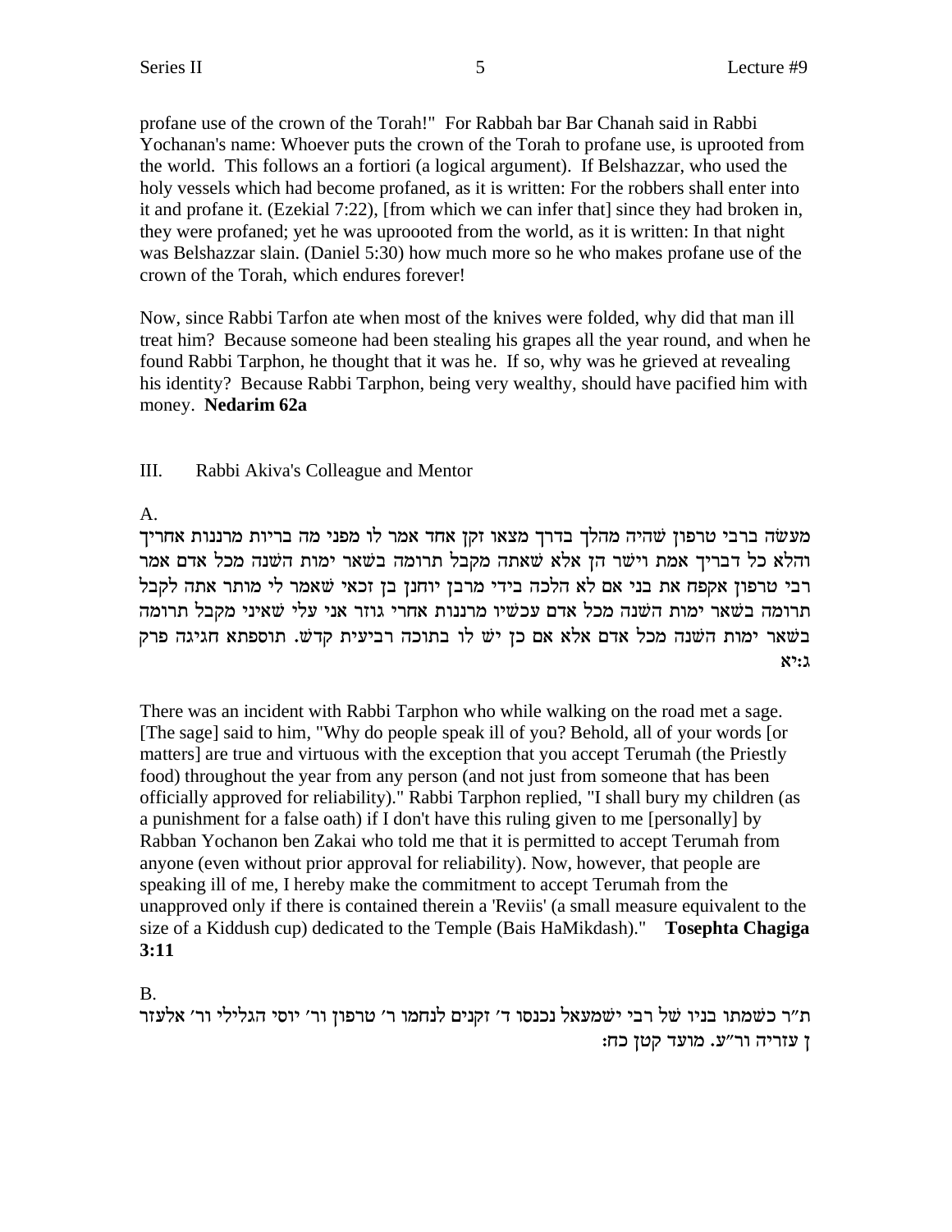profane use of the crown of the Torah!" For Rabbah bar Bar Chanah said in Rabbi Yochanan's name: Whoever puts the crown of the Torah to profane use, is uprooted from the world. This follows an a fortiori (a logical argument). If Belshazzar, who used the holy vessels which had become profaned, as it is written: For the robbers shall enter into it and profane it. (Ezekial 7:22), [from which we can infer that] since they had broken in, they were profaned; yet he was uproooted from the world, as it is written: In that night was Belshazzar slain. (Daniel 5:30) how much more so he who makes profane use of the crown of the Torah, which endures forever!

Now, since Rabbi Tarfon ate when most of the knives were folded, why did that man ill treat him? Because someone had been stealing his grapes all the year round, and when he found Rabbi Tarphon, he thought that it was he. If so, why was he grieved at revealing his identity? Because Rabbi Tarphon, being very wealthy, should have pacified him with money. **Nedarim 62a**

III. Rabbi Akiva's Colleague and Mentor

A.

מעשה ברבי טרפון שהיה מהלך בדרך מצאו זקן אחד אמר לו מפני מה בריות מרננות אחריך והלא כל דבריך אמת וישר הן אלא שאתה מקבל תרומה בשאר ימות השנה מכל אדם אמר רבי טרפון אקפח את בני אם לא הלכה בידי מרבן יוחנן בן זכאי שאמר לי מותר אתה לקבל תרומה בשאר ימות השנה מכל אדם עכשיו מרננות אחרי גוזר אני עלי שאיני מקבל תרומה בשאר ימות השנה מכל אדם אלא אם כן יש לו בתוכה רביעית קדש. תוספתא חגיגה פרק ג:יא

There was an incident with Rabbi Tarphon who while walking on the road met a sage. [The sage] said to him, "Why do people speak ill of you? Behold, all of your words [or matters] are true and virtuous with the exception that you accept Terumah (the Priestly food) throughout the year from any person (and not just from someone that has been officially approved for reliability)." Rabbi Tarphon replied, "I shall bury my children (as a punishment for a false oath) if I don't have this ruling given to me [personally] by Rabban Yochanon ben Zakai who told me that it is permitted to accept Terumah from anyone (even without prior approval for reliability). Now, however, that people are speaking ill of me, I hereby make the commitment to accept Terumah from the unapproved only if there is contained therein a 'Reviis' (a small measure equivalent to the size of a Kiddush cup) dedicated to the Temple (Bais HaMikdash)." **Tosephta Chagiga 3:11**

B.

ת"ר כשמתו בניו של רבי ישמעאל נכנסו ד' זקנים לנחמו ר' טרפון ור' יוסי הגלילי ור' אלעזר ן עזריה ור"ע. מועד קטן כח: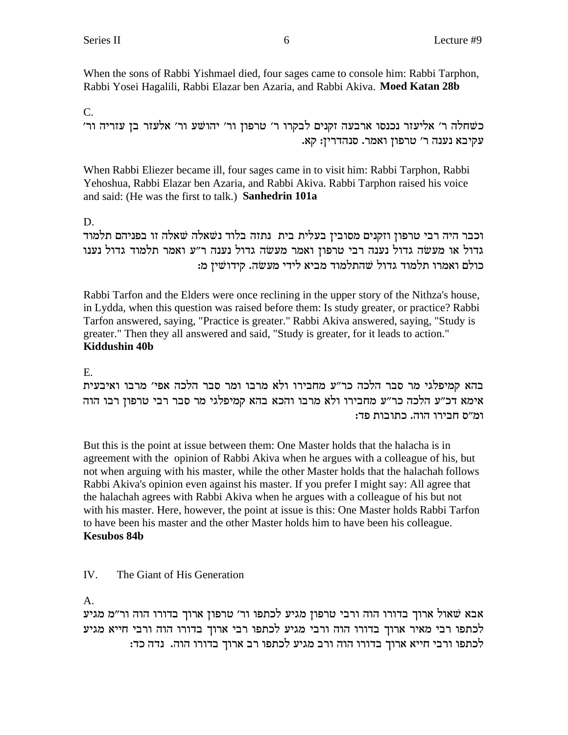When the sons of Rabbi Yishmael died, four sages came to console him: Rabbi Tarphon, Rabbi Yosei Hagalili, Rabbi Elazar ben Azaria, and Rabbi Akiva. **Moed Katan 28b**

C.

כשחלה ר' אליעזר נכנסו ארבעה זקנים לבקרו ר' טרפון ור' יהושע ור' אלעזר בן עזריה ור' עקיבא נענה ר' טרפון ואמר. סנהדרין: קא.

When Rabbi Eliezer became ill, four sages came in to visit him: Rabbi Tarphon, Rabbi Yehoshua, Rabbi Elazar ben Azaria, and Rabbi Akiva. Rabbi Tarphon raised his voice and said: (He was the first to talk.) **Sanhedrin 101a**

D.

וכבר היה רבי טרפון וזקנים מסובין בעלית בית נתזה בלוד נשאלה שאלה זו בפניהם תלמוד גדול או מעשׂה גדול נענה רבי טרפון ואמר מעשׂה גדול נענה ר"ע ואמר תלמוד גדול נענו כולם ואמרו תלמוד גדול שהתלמוד מביא לידי מעשׂה. קידושין מ:

Rabbi Tarfon and the Elders were once reclining in the upper story of the Nithza's house, in Lydda, when this question was raised before them: Is study greater, or practice? Rabbi Tarfon answered, saying, "Practice is greater." Rabbi Akiva answered, saying, "Study is greater." Then they all answered and said, "Study is greater, for it leads to action." **Kiddushin 40b**

E.

בהא קמיפלגי מר סבר הלכה כר"ע מחבירו ולא מרבו ומר סבר הלכה אפי' מרבו ואיבעית אימא דכ"ע הלכה כר"ע מחבירו ולא מרבו והכא בהא קמיפלגי מר סבר רבי טרפון רבו הוה ומ"ס חבירו הוה. כתובות פד:

But this is the point at issue between them: One Master holds that the halacha is in agreement with the opinion of Rabbi Akiva when he argues with a colleague of his, but not when arguing with his master, while the other Master holds that the halachah follows Rabbi Akiva's opinion even against his master. If you prefer I might say: All agree that the halachah agrees with Rabbi Akiva when he argues with a colleague of his but not with his master. Here, however, the point at issue is this: One Master holds Rabbi Tarfon to have been his master and the other Master holds him to have been his colleague. **Kesubos 84b**

## IV. The Giant of His Generation

A.

אבא שאול ארוך בדורו הוה ורבי טרפון מגיע לכתפו ור' טרפון ארוך בדורו הוה ור"מ מגיע לכתפו רבי מאיר ארוך בדורו הוה ורבי מגיע לכתפו רבי ארוך בדורו הוה ורבי חייא מגיע לכתפו ורבי חייא ארוך בדורו הוה ורב מגיע לכתפו רב ארוך בדורו הוה. נדה כד: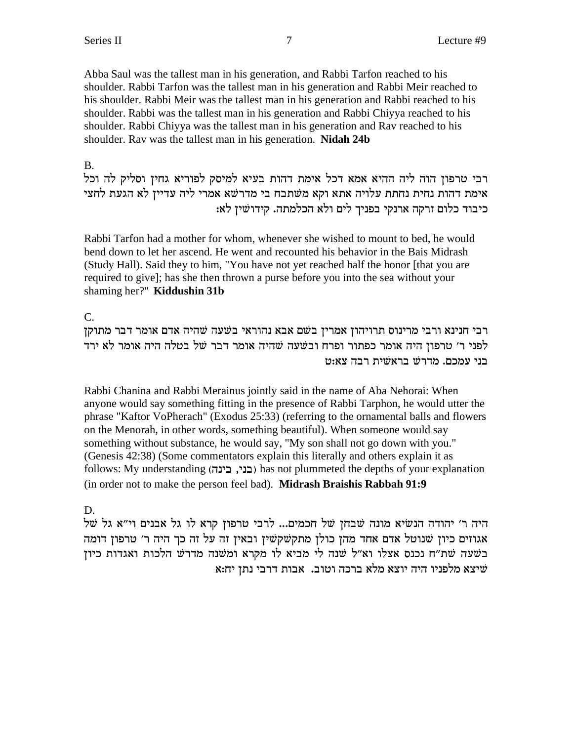Abba Saul was the tallest man in his generation, and Rabbi Tarfon reached to his shoulder. Rabbi Tarfon was the tallest man in his generation and Rabbi Meir reached to his shoulder. Rabbi Meir was the tallest man in his generation and Rabbi reached to his shoulder. Rabbi was the tallest man in his generation and Rabbi Chiyya reached to his shoulder. Rabbi Chiyya was the tallest man in his generation and Rav reached to his shoulder. Rav was the tallest man in his generation. **Nidah 24b**

B.

רבי טרפון הוה ליה ההיא אמא דכל אימת דהות בעיא למיסק לפוריא גחין וסליק לה וכל אימת דהות נחית נחתת עלויה אתא וקא משתבח בי מדרשא אמרי ליה עדיין לא הגעת לחצי כיבוד כלום זרקה ארנקי בפניך לים ולא הכלמתה. קידושין לא:

Rabbi Tarfon had a mother for whom, whenever she wished to mount to bed, he would bend down to let her ascend. He went and recounted his behavior in the Bais Midrash (Study Hall). Said they to him, "You have not yet reached half the honor [that you are required to give]; has she then thrown a purse before you into the sea without your shaming her?" **Kiddushin 31b**

C.

רבי חנינא ורבי מרינוס תרויהון אמרין בשם אבא נהוראי בשעה שהיה אדם אומר דבר מתוקן לפני ר' טרפון היה אומר כפתור ופרח ובשעה שהיה אומר דבר של בטלה היה אומר לא ירד בני עמכם. מדרש בראשית רבה צא:ט

Rabbi Chanina and Rabbi Merainus jointly said in the name of Aba Nehorai: When anyone would say something fitting in the presence of Rabbi Tarphon, he would utter the phrase "Kaftor VoPherach" (Exodus 25:33) (referring to the ornamental balls and flowers on the Menorah, in other words, something beautiful). When someone would say something without substance, he would say, "My son shall not go down with you." (Genesis 42:38) (Some commentators explain this literally and others explain it as follows: My understanding (בני, בינה) has not plummeted the depths of your explanation (in order not to make the person feel bad). **Midrash Braishis Rabbah 91:9**

D.

היה ר' יהודה הנשיא מונה שבחן של חכמים... לרבי טרפון קרא לו גל אבנים וי"א גל של אגוזים כיון שנוטל אדם אחד מהן כולן מתקשקשין ובאין זה על זה כך היה ר' טרפון דומה בשעה שת"ח נכנס אצלו וא"ל שנה לי מביא לו מקרא ומשנה מדרש הלכות ואגדות כיון שיצא מלפניו היה יוצא מלא ברכה וטוב. אבות דרבי נתן יח:א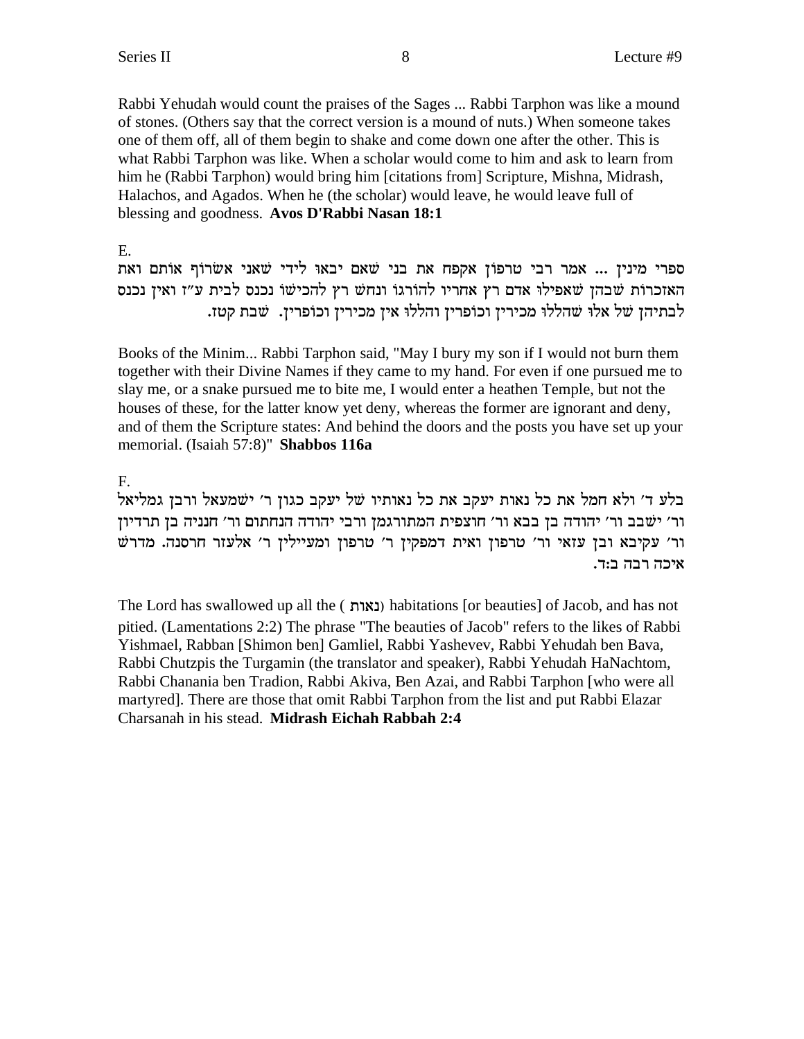Rabbi Yehudah would count the praises of the Sages ... Rabbi Tarphon was like a mound of stones. (Others say that the correct version is a mound of nuts.) When someone takes one of them off, all of them begin to shake and come down one after the other. This is what Rabbi Tarphon was like. When a scholar would come to him and ask to learn from him he (Rabbi Tarphon) would bring him [citations from] Scripture, Mishna, Midrash, Halachos, and Agados. When he (the scholar) would leave, he would leave full of blessing and goodness. **Avos D'Rabbi Nasan 18:1**

E.

ספרי מינין ... אמר רבי טרפון אקפח את בני שאם יבאו לידי שאני אשרוף אותם ואת האזכרות שבהן שאפילו אדם רץ אחריו להורגו ונחש רץ להכישו נכנס לבית ע"ז ואין נכנס לבתיהן של אלו שהללו מכירין וכופרין והללו אין מכירין וכופרין. שבת קטז.

Books of the Minim... Rabbi Tarphon said, "May I bury my son if I would not burn them together with their Divine Names if they came to my hand. For even if one pursued me to slay me, or a snake pursued me to bite me, I would enter a heathen Temple, but not the houses of these, for the latter know yet deny, whereas the former are ignorant and deny, and of them the Scripture states: And behind the doors and the posts you have set up your memorial. (Isaiah 57:8)" **Shabbos 116a**

F.

בלע ד' ולא חמל את כל נאות יעקב את כל נאותיו של יעקב כגון ר' ישמעאל ורבן גמליאל ור' ישבב ור' יהודה בן בבא ור' חוצפית המתורגמן ורבי יהודה הנחתום ור' חנניה בן תרדיון ור' עקיבא ובן עזאי ור' טרפון ואית דמפקין ר' טרפון ומעיילין ר' אלעזר חרסנה. מדרש איכה רבה ב:ד.

The Lord has swallowed up all the (נאות) habitations [or beauties] of Jacob, and has not pitied. (Lamentations 2:2) The phrase "The beauties of Jacob" refers to the likes of Rabbi Yishmael, Rabban [Shimon ben] Gamliel, Rabbi Yashevev, Rabbi Yehudah ben Bava, Rabbi Chutzpis the Turgamin (the translator and speaker), Rabbi Yehudah HaNachtom, Rabbi Chanania ben Tradion, Rabbi Akiva, Ben Azai, and Rabbi Tarphon [who were all martyred]. There are those that omit Rabbi Tarphon from the list and put Rabbi Elazar Charsanah in his stead. **Midrash Eichah Rabbah 2:4**